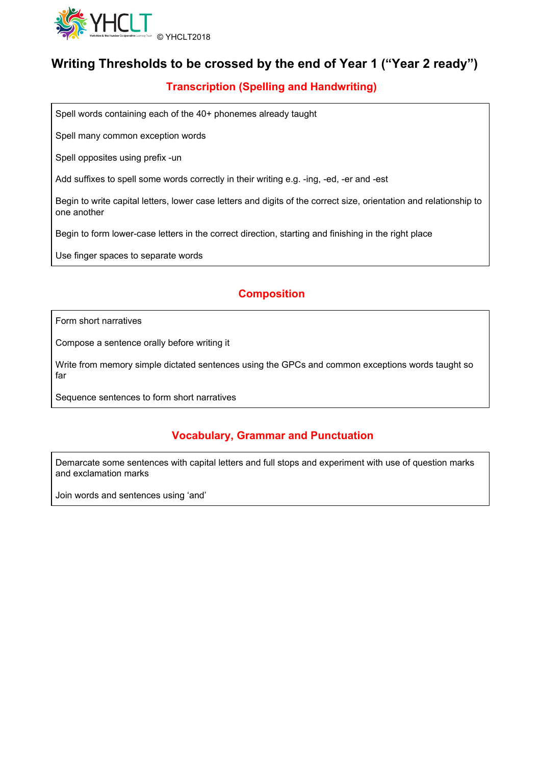© YHCLT2018

# Writing Thresholds to be crossed by the end of Year 1 ("Year 2 ready")

## Transcription (Spelling and Handwriting)

Spell words containing each of the 40+ phonemes already taught

Spell many common exception words

Spell opposites using prefix -un

Add suffixes to spell some words correctly in their writing e.g. -ing, -ed, -er and -est

Begin to write capital letters, lower case letters and digits of the correct size, orientation and relationship to one another

Begin to form lower-case letters in the correct direction, starting and finishing in the right place

Use finger spaces to separate words

## Composition

Form short narratives

Compose a sentence orally before writing it

Write from memory simple dictated sentences using the GPCs and common exceptions words taught so far

Sequence sentences to form short narratives

## Vocabulary, Grammar and Punctuation

Demarcate some sentences with capital letters and full stops and experiment with use of question marks and exclamation marks

Join words and sentences using 'and'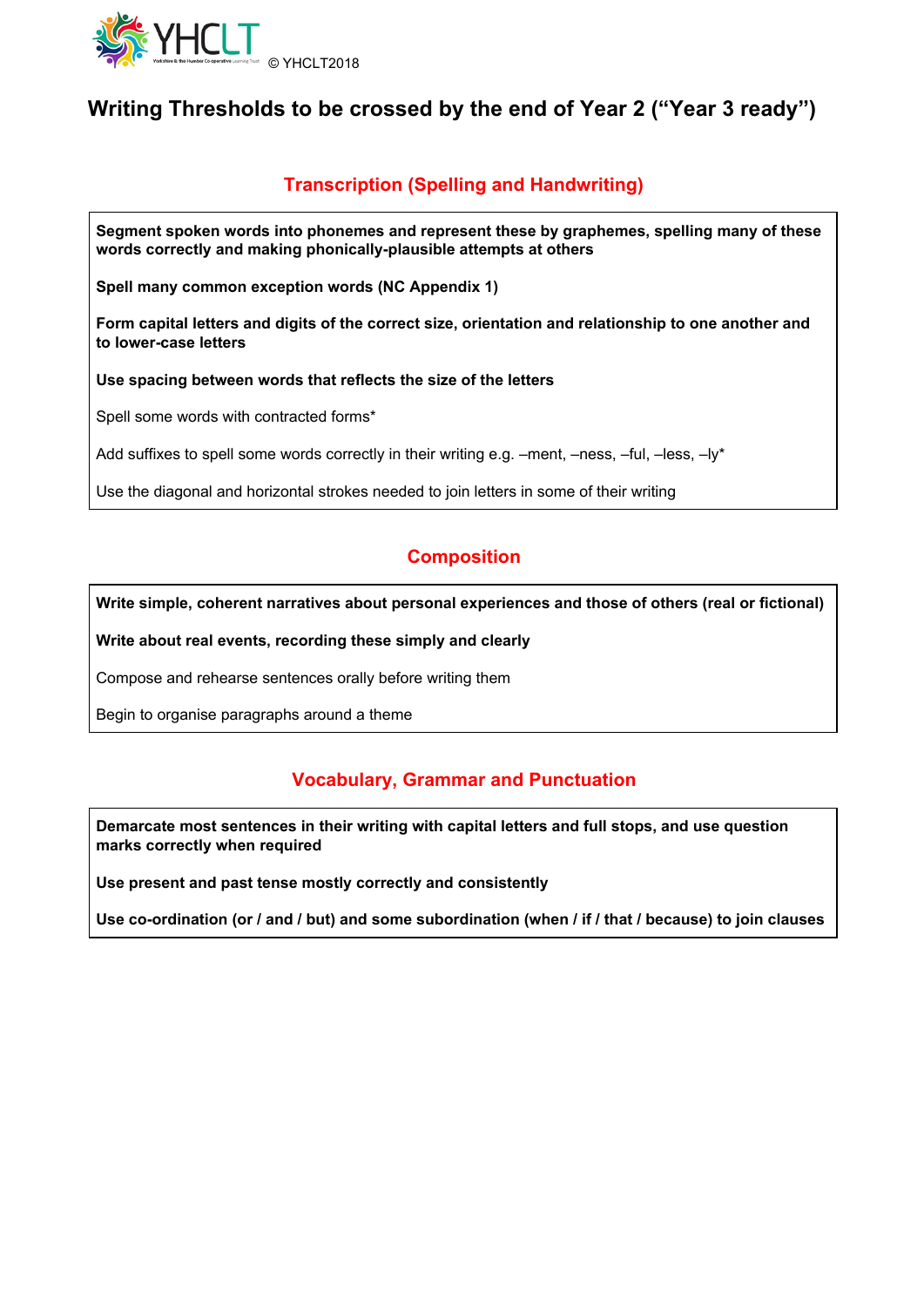© YHCLT2018

# Writing Thresholds to be crossed by the end of Year 2 (“Year 3 ready”)

## Transcription (Spelling and Handwriting)

**Segment spoken words into phonemes and represent these by graphemes, spelling many of these words correctly and making phonically-plausible attempts at others**

**Spell many common exception words (NC Appendix 1)**

**Form capital letters and digits of the correct size, orientation and relationship to one another and to lower-case letters**

**Use spacing between words that reflects the size of the letters**

Spell some words with contracted forms*

Add suffixes to spell some words correctly in their writing e.g. –ment, –ness, –ful, –less, –ly*

Use the diagonal and horizontal strokes needed to join letters in some of their writing

## Composition

**Write simple, coherent narratives about personal experiences and those of others (real or fictional)**

**Write about real events, recording these simply and clearly**

Compose and rehearse sentences orally before writing them

Begin to organise paragraphs around a theme

## Vocabulary, Grammar and Punctuation

**Demarcate most sentences in their writing with capital letters and full stops, and use question marks correctly when required**

**Use present and past tense mostly correctly and consistently**

**Use co-ordination (or / and / but) and some subordination (when / if / that / because) to join clauses**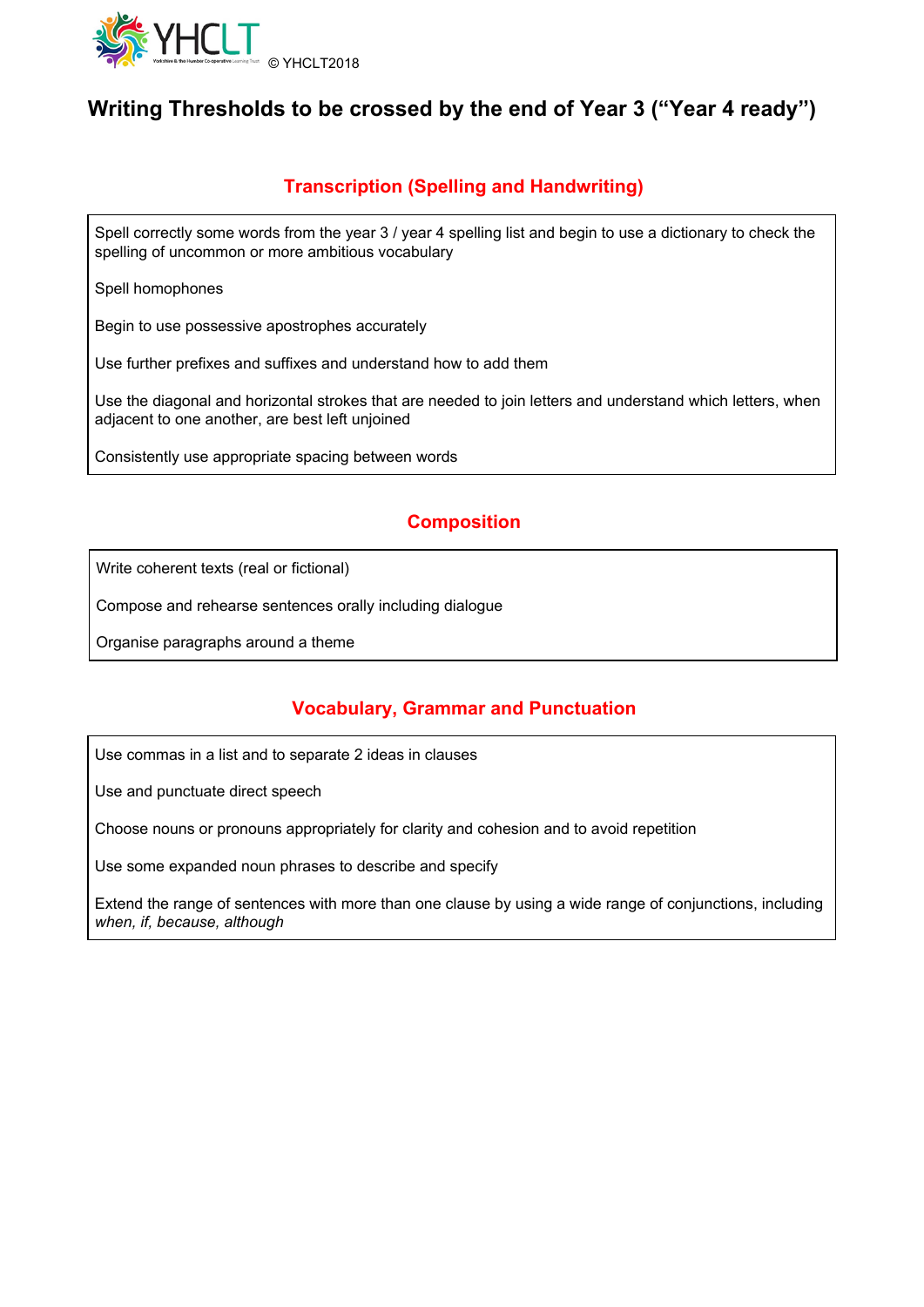© YHCLT2018

# Writing Thresholds to be crossed by the end of Year 3 ("Year 4 ready")

## Transcription (Spelling and Handwriting)

Spell correctly some words from the year 3 / year 4 spelling list and begin to use a dictionary to check the spelling of uncommon or more ambitious vocabulary

Spell homophones

Begin to use possessive apostrophes accurately

Use further prefixes and suffixes and understand how to add them

Use the diagonal and horizontal strokes that are needed to join letters and understand which letters, when adjacent to one another, are best left unjoined

Consistently use appropriate spacing between words

## Composition

Write coherent texts (real or fictional)

Compose and rehearse sentences orally including dialogue

Organise paragraphs around a theme

## Vocabulary, Grammar and Punctuation

Use commas in a list and to separate 2 ideas in clauses

Use and punctuate direct speech

Choose nouns or pronouns appropriately for clarity and cohesion and to avoid repetition

Use some expanded noun phrases to describe and specify

Extend the range of sentences with more than one clause by using a wide range of conjunctions, including *when, if, because, although*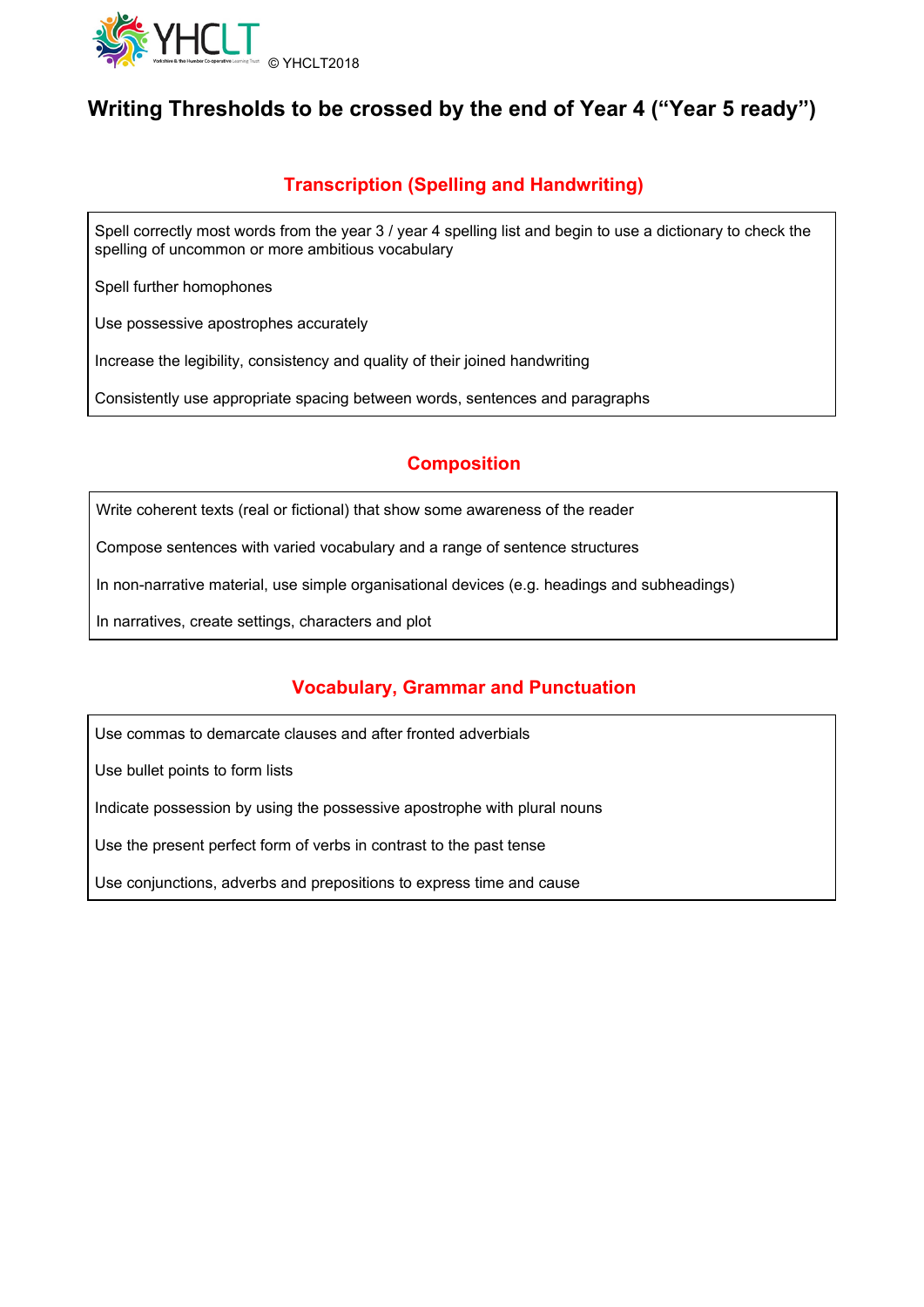© YHCLT2018

# Writing Thresholds to be crossed by the end of Year 4 (“Year 5 ready”)

## Transcription (Spelling and Handwriting)

Spell correctly most words from the year 3 / year 4 spelling list and begin to use a dictionary to check the spelling of uncommon or more ambitious vocabulary

Spell further homophones

Use possessive apostrophes accurately

Increase the legibility, consistency and quality of their joined handwriting

Consistently use appropriate spacing between words, sentences and paragraphs

## Composition

Write coherent texts (real or fictional) that show some awareness of the reader

Compose sentences with varied vocabulary and a range of sentence structures

In non-narrative material, use simple organisational devices (e.g. headings and subheadings)

In narratives, create settings, characters and plot

## Vocabulary, Grammar and Punctuation

Use commas to demarcate clauses and after fronted adverbials

Use bullet points to form lists

Indicate possession by using the possessive apostrophe with plural nouns

Use the present perfect form of verbs in contrast to the past tense

Use conjunctions, adverbs and prepositions to express time and cause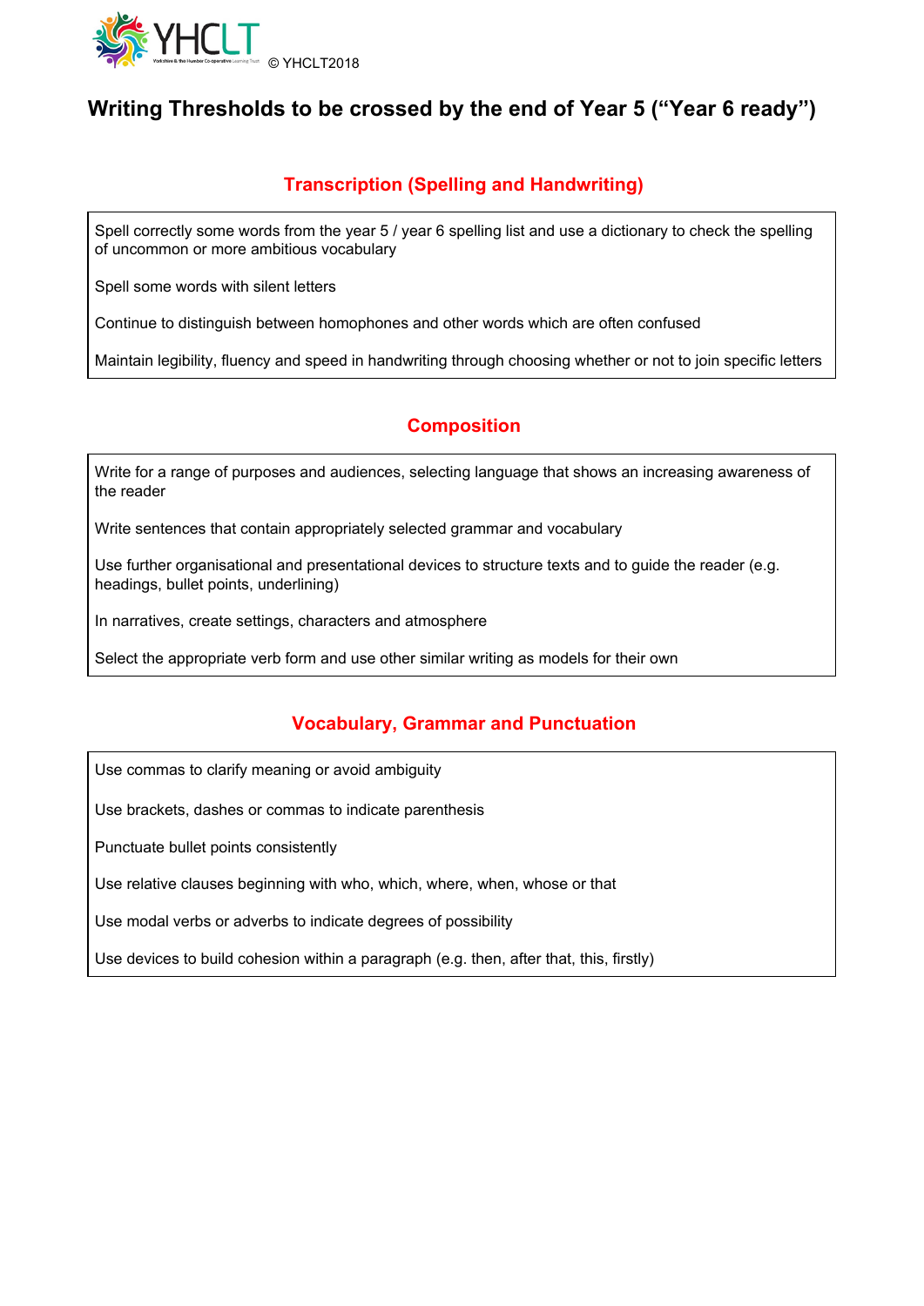# Writing Thresholds to be crossed by the end of Year 5 ("Year 6 ready")

## Transcription (Spelling and Handwriting)

Spell correctly some words from the year 5 / year 6 spelling list and use a dictionary to check the spelling of uncommon or more ambitious vocabulary

Spell some words with silent letters

Continue to distinguish between homophones and other words which are often confused

Maintain legibility, fluency and speed in handwriting through choosing whether or not to join specific letters

## Composition

Write for a range of purposes and audiences, selecting language that shows an increasing awareness of the reader

Write sentences that contain appropriately selected grammar and vocabulary

Use further organisational and presentational devices to structure texts and to guide the reader (e.g. headings, bullet points, underlining)

In narratives, create settings, characters and atmosphere

Select the appropriate verb form and use other similar writing as models for their own

## Vocabulary, Grammar and Punctuation

Use commas to clarify meaning or avoid ambiguity

Use brackets, dashes or commas to indicate parenthesis

Punctuate bullet points consistently

Use relative clauses beginning with who, which, where, when, whose or that

Use modal verbs or adverbs to indicate degrees of possibility

Use devices to build cohesion within a paragraph (e.g. then, after that, this, firstly)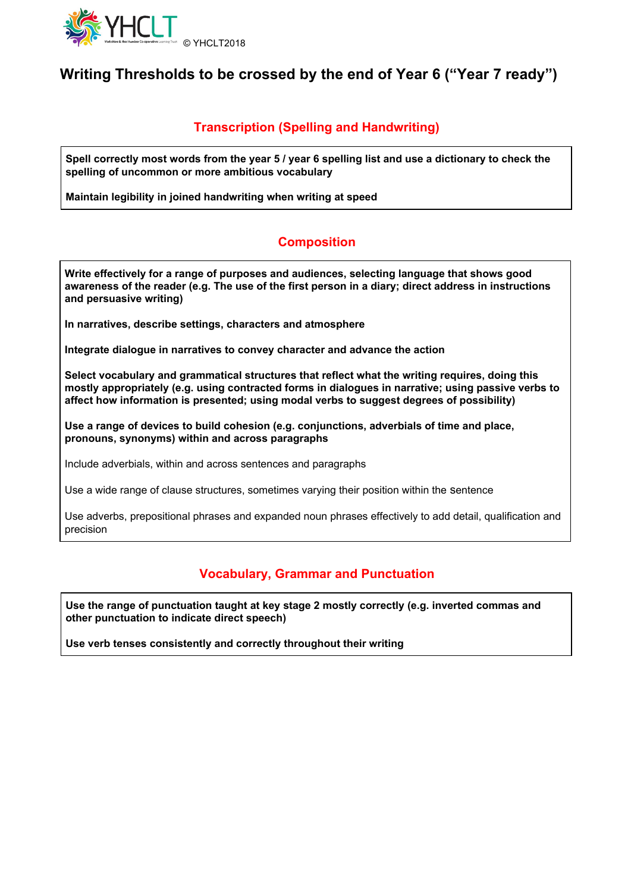© YHCLT2018

# Writing Thresholds to be crossed by the end of Year 6 (“Year 7 ready”)

## Transcription (Spelling and Handwriting)

**Spell correctly most words from the year 5 / year 6 spelling list and use a dictionary to check the spelling of uncommon or more ambitious vocabulary**

**Maintain legibility in joined handwriting when writing at speed**

## Composition

**Write effectively for a range of purposes and audiences, selecting language that shows good awareness of the reader (e.g. The use of the first person in a diary; direct address in instructions and persuasive writing)**

**In narratives, describe settings, characters and atmosphere**

**Integrate dialogue in narratives to convey character and advance the action**

**Select vocabulary and grammatical structures that reflect what the writing requires, doing this mostly appropriately (e.g. using contracted forms in dialogues in narrative; using passive verbs to affect how information is presented; using modal verbs to suggest degrees of possibility)**

**Use a range of devices to build cohesion (e.g. conjunctions, adverbials of time and place, pronouns, synonyms) within and across paragraphs**

Include adverbials, within and across sentences and paragraphs

Use a wide range of clause structures, sometimes varying their position within the sentence

Use adverbs, prepositional phrases and expanded noun phrases effectively to add detail, qualification and precision

## Vocabulary, Grammar and Punctuation

**Use the range of punctuation taught at key stage 2 mostly correctly (e.g. inverted commas and other punctuation to indicate direct speech)**

**Use verb tenses consistently and correctly throughout their writing**